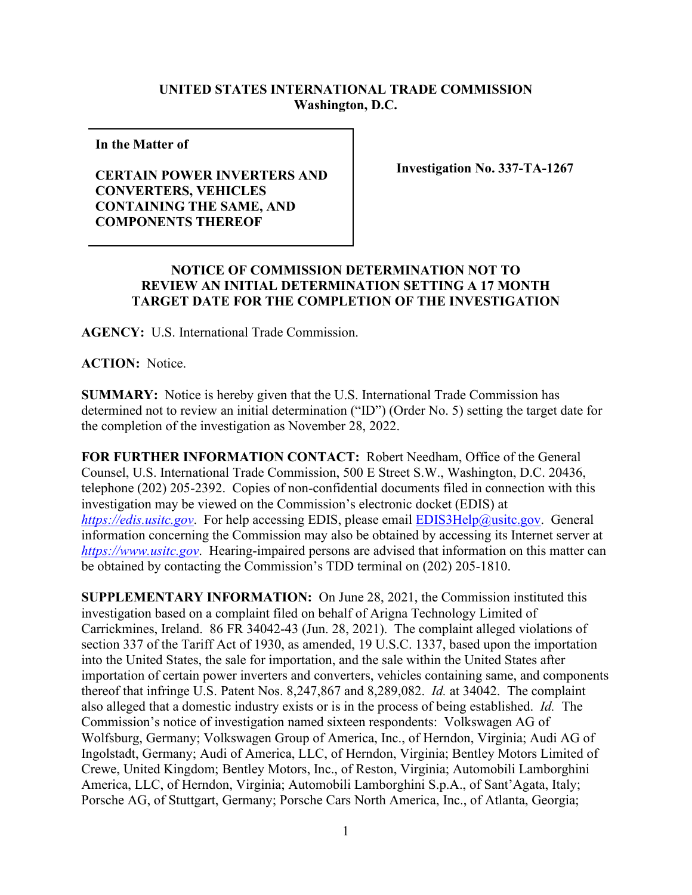**UNITED STATES INTERNATIONAL TRADE COMMISSION**
**Washington, D.C.**

| **In the Matter of** <br><br> **CERTAIN POWER INVERTERS AND CONVERTERS, VEHICLES CONTAINING THE SAME, AND COMPONENTS THEREOF** | **Investigation No. 337-TA-1267** |
|---|---|

**NOTICE OF COMMISSION DETERMINATION NOT TO REVIEW AN INITIAL DETERMINATION SETTING A 17 MONTH TARGET DATE FOR THE COMPLETION OF THE INVESTIGATION**

**AGENCY:** U.S. International Trade Commission.

**ACTION:** Notice.

**SUMMARY:** Notice is hereby given that the U.S. International Trade Commission has determined not to review an initial determination ("ID") (Order No. 5) setting the target date for the completion of the investigation as November 28, 2022.

**FOR FURTHER INFORMATION CONTACT:** Robert Needham, Office of the General Counsel, U.S. International Trade Commission, 500 E Street S.W., Washington, D.C. 20436, telephone (202) 205-2392. Copies of non-confidential documents filed in connection with this investigation may be viewed on the Commission's electronic docket (EDIS) at *https://edis.usitc.gov*. For help accessing EDIS, please email EDIS3Help@usitc.gov. General information concerning the Commission may also be obtained by accessing its Internet server at *https://www.usitc.gov*. Hearing-impaired persons are advised that information on this matter can be obtained by contacting the Commission's TDD terminal on (202) 205-1810.

**SUPPLEMENTARY INFORMATION:** On June 28, 2021, the Commission instituted this investigation based on a complaint filed on behalf of Arigna Technology Limited of Carrickmines, Ireland. 86 FR 34042-43 (Jun. 28, 2021). The complaint alleged violations of section 337 of the Tariff Act of 1930, as amended, 19 U.S.C. 1337, based upon the importation into the United States, the sale for importation, and the sale within the United States after importation of certain power inverters and converters, vehicles containing same, and components thereof that infringe U.S. Patent Nos. 8,247,867 and 8,289,082. *Id.* at 34042. The complaint also alleged that a domestic industry exists or is in the process of being established. *Id.* The Commission's notice of investigation named sixteen respondents: Volkswagen AG of Wolfsburg, Germany; Volkswagen Group of America, Inc., of Herndon, Virginia; Audi AG of Ingolstadt, Germany; Audi of America, LLC, of Herndon, Virginia; Bentley Motors Limited of Crewe, United Kingdom; Bentley Motors, Inc., of Reston, Virginia; Automobili Lamborghini America, LLC, of Herndon, Virginia; Automobili Lamborghini S.p.A., of Sant'Agata, Italy; Porsche AG, of Stuttgart, Germany; Porsche Cars North America, Inc., of Atlanta, Georgia;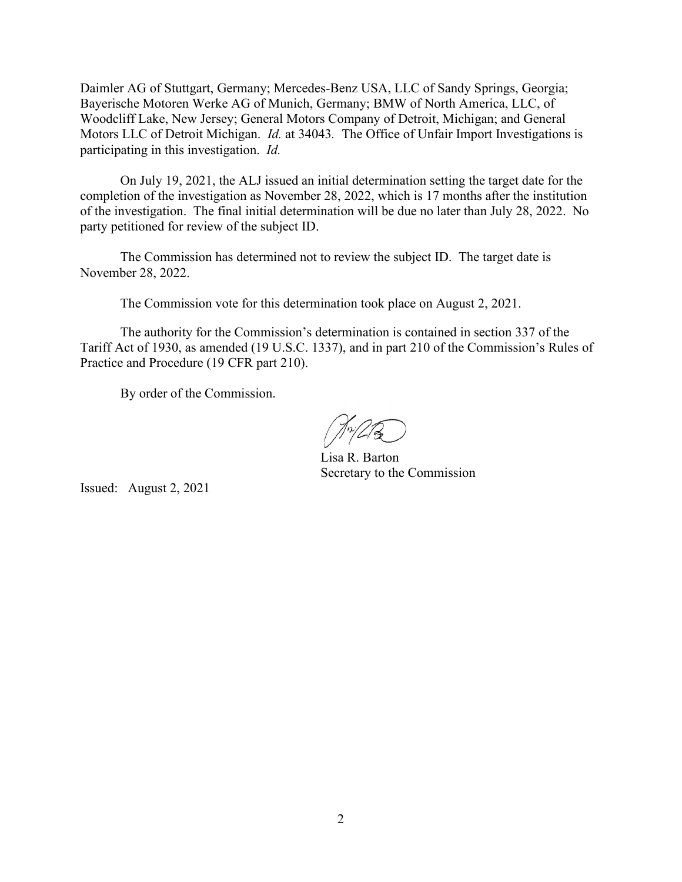Daimler AG of Stuttgart, Germany; Mercedes-Benz USA, LLC of Sandy Springs, Georgia; Bayerische Motoren Werke AG of Munich, Germany; BMW of North America, LLC, of Woodcliff Lake, New Jersey; General Motors Company of Detroit, Michigan; and General Motors LLC of Detroit Michigan. *Id.* at 34043. The Office of Unfair Import Investigations is participating in this investigation. *Id.*

On July 19, 2021, the ALJ issued an initial determination setting the target date for the completion of the investigation as November 28, 2022, which is 17 months after the institution of the investigation. The final initial determination will be due no later than July 28, 2022. No party petitioned for review of the subject ID.

The Commission has determined not to review the subject ID. The target date is November 28, 2022.

The Commission vote for this determination took place on August 2, 2021.

The authority for the Commission's determination is contained in section 337 of the Tariff Act of 1930, as amended (19 U.S.C. 1337), and in part 210 of the Commission's Rules of Practice and Procedure (19 CFR part 210).

By order of the Commission.

Lisa R. Barton
Secretary to the Commission

Issued: August 2, 2021